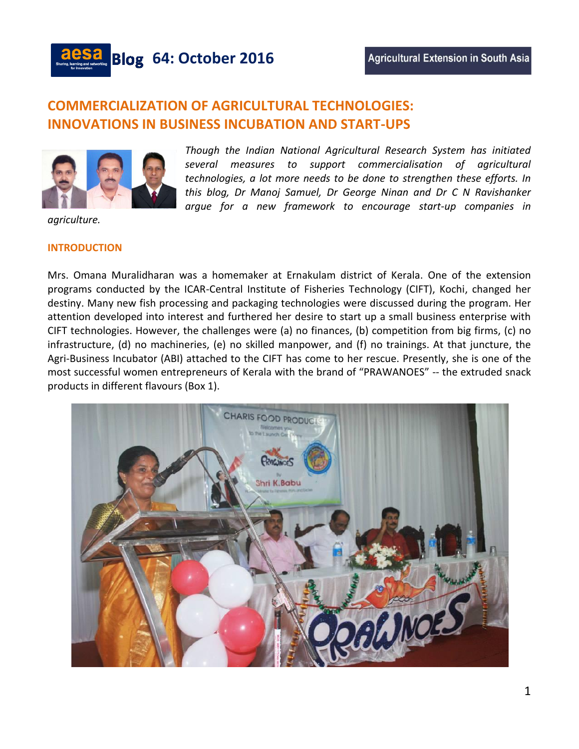# COMMERCIALIZATION OF AGRICULTURAL TECHNOLOGIES: INNOVATIONS IN BUSINESS INCUBATION AND START-UPS

*Though the Indian National Agricultural Research System has initiated several measures to support commercialisation of agricultural technologies, a lot more needs to be done to strengthen these efforts. In this blog, Dr Manoj Samuel, Dr George Ninan and Dr C N Ravishanker argue for a new framework to encourage start-up companies in agriculture.*

## INTRODUCTION

Mrs. Omana Muralidharan was a homemaker at Ernakulam district of Kerala. One of the extension programs conducted by the ICAR-Central Institute of Fisheries Technology (CIFT), Kochi, changed her destiny. Many new fish processing and packaging technologies were discussed during the program. Her attention developed into interest and furthered her desire to start up a small business enterprise with CIFT technologies. However, the challenges were (a) no finances, (b) competition from big firms, (c) no infrastructure, (d) no machineries, (e) no skilled manpower, and (f) no trainings. At that juncture, the Agri-Business Incubator (ABI) attached to the CIFT has come to her rescue. Presently, she is one of the most successful women entrepreneurs of Kerala with the brand of "PRAWANOES" -- the extruded snack products in different flavours (Box 1).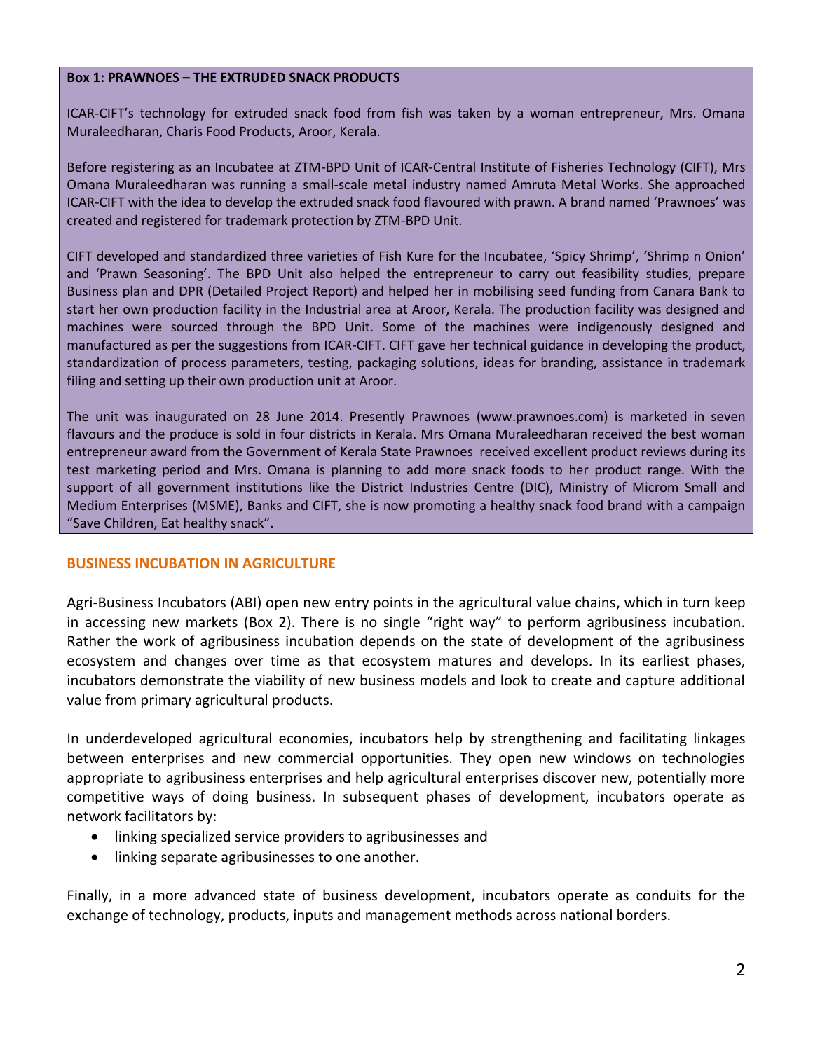**Box 1: PRAWNOES – THE EXTRUDED SNACK PRODUCTS**

ICAR-CIFT's technology for extruded snack food from fish was taken by a woman entrepreneur, Mrs. Omana Muraleedharan, Charis Food Products, Aroor, Kerala.

Before registering as an Incubatee at ZTM-BPD Unit of ICAR-Central Institute of Fisheries Technology (CIFT), Mrs Omana Muraleedharan was running a small-scale metal industry named Amruta Metal Works. She approached ICAR-CIFT with the idea to develop the extruded snack food flavoured with prawn. A brand named 'Prawnoes' was created and registered for trademark protection by ZTM-BPD Unit.

CIFT developed and standardized three varieties of Fish Kure for the Incubatee, 'Spicy Shrimp', 'Shrimp n Onion' and 'Prawn Seasoning'. The BPD Unit also helped the entrepreneur to carry out feasibility studies, prepare Business plan and DPR (Detailed Project Report) and helped her in mobilising seed funding from Canara Bank to start her own production facility in the Industrial area at Aroor, Kerala. The production facility was designed and machines were sourced through the BPD Unit. Some of the machines were indigenously designed and manufactured as per the suggestions from ICAR-CIFT. CIFT gave her technical guidance in developing the product, standardization of process parameters, testing, packaging solutions, ideas for branding, assistance in trademark filing and setting up their own production unit at Aroor.

The unit was inaugurated on 28 June 2014. Presently Prawnoes (www.prawnoes.com) is marketed in seven flavours and the produce is sold in four districts in Kerala. Mrs Omana Muraleedharan received the best woman entrepreneur award from the Government of Kerala State Prawnoes received excellent product reviews during its test marketing period and Mrs. Omana is planning to add more snack foods to her product range. With the support of all government institutions like the District Industries Centre (DIC), Ministry of Microm Small and Medium Enterprises (MSME), Banks and CIFT, she is now promoting a healthy snack food brand with a campaign "Save Children, Eat healthy snack".

## BUSINESS INCUBATION IN AGRICULTURE

Agri-Business Incubators (ABI) open new entry points in the agricultural value chains, which in turn keep in accessing new markets (Box 2). There is no single "right way" to perform agribusiness incubation. Rather the work of agribusiness incubation depends on the state of development of the agribusiness ecosystem and changes over time as that ecosystem matures and develops. In its earliest phases, incubators demonstrate the viability of new business models and look to create and capture additional value from primary agricultural products.

In underdeveloped agricultural economies, incubators help by strengthening and facilitating linkages between enterprises and new commercial opportunities. They open new windows on technologies appropriate to agribusiness enterprises and help agricultural enterprises discover new, potentially more competitive ways of doing business. In subsequent phases of development, incubators operate as network facilitators by:

- linking specialized service providers to agribusinesses and
- linking separate agribusinesses to one another.

Finally, in a more advanced state of business development, incubators operate as conduits for the exchange of technology, products, inputs and management methods across national borders.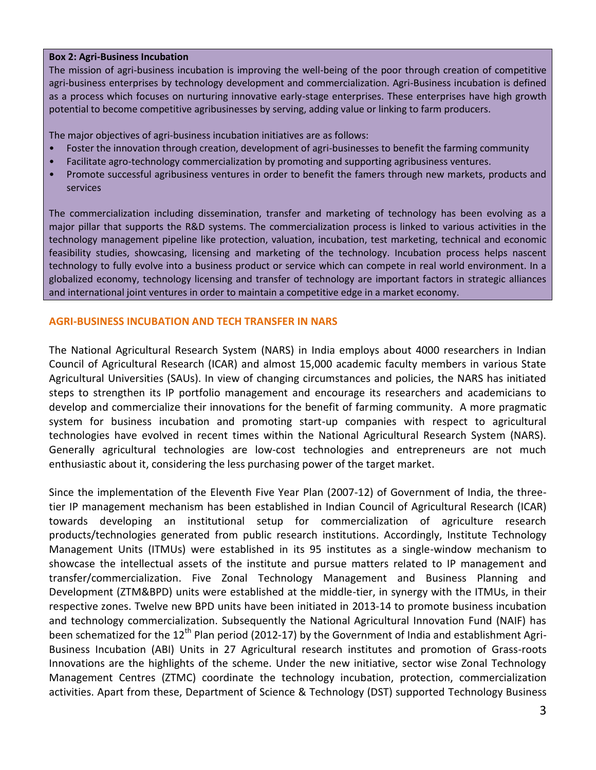**Box 2: Agri-Business Incubation**

The mission of agri-business incubation is improving the well-being of the poor through creation of competitive agri-business enterprises by technology development and commercialization. Agri-Business incubation is defined as a process which focuses on nurturing innovative early-stage enterprises. These enterprises have high growth potential to become competitive agribusinesses by serving, adding value or linking to farm producers.

The major objectives of agri-business incubation initiatives are as follows:

- Foster the innovation through creation, development of agri-businesses to benefit the farming community
- Facilitate agro-technology commercialization by promoting and supporting agribusiness ventures.
- Promote successful agribusiness ventures in order to benefit the famers through new markets, products and services

The commercialization including dissemination, transfer and marketing of technology has been evolving as a major pillar that supports the R&D systems. The commercialization process is linked to various activities in the technology management pipeline like protection, valuation, incubation, test marketing, technical and economic feasibility studies, showcasing, licensing and marketing of the technology. Incubation process helps nascent technology to fully evolve into a business product or service which can compete in real world environment. In a globalized economy, technology licensing and transfer of technology are important factors in strategic alliances and international joint ventures in order to maintain a competitive edge in a market economy.

## AGRI-BUSINESS INCUBATION AND TECH TRANSFER IN NARS

The National Agricultural Research System (NARS) in India employs about 4000 researchers in Indian Council of Agricultural Research (ICAR) and almost 15,000 academic faculty members in various State Agricultural Universities (SAUs). In view of changing circumstances and policies, the NARS has initiated steps to strengthen its IP portfolio management and encourage its researchers and academicians to develop and commercialize their innovations for the benefit of farming community. A more pragmatic system for business incubation and promoting start-up companies with respect to agricultural technologies have evolved in recent times within the National Agricultural Research System (NARS). Generally agricultural technologies are low-cost technologies and entrepreneurs are not much enthusiastic about it, considering the less purchasing power of the target market.

Since the implementation of the Eleventh Five Year Plan (2007-12) of Government of India, the three-tier IP management mechanism has been established in Indian Council of Agricultural Research (ICAR) towards developing an institutional setup for commercialization of agriculture research products/technologies generated from public research institutions. Accordingly, Institute Technology Management Units (ITMUs) were established in its 95 institutes as a single-window mechanism to showcase the intellectual assets of the institute and pursue matters related to IP management and transfer/commercialization. Five Zonal Technology Management and Business Planning and Development (ZTM&BPD) units were established at the middle-tier, in synergy with the ITMUs, in their respective zones. Twelve new BPD units have been initiated in 2013-14 to promote business incubation and technology commercialization. Subsequently the National Agricultural Innovation Fund (NAIF) has been schematized for the 12th Plan period (2012-17) by the Government of India and establishment Agri-Business Incubation (ABI) Units in 27 Agricultural research institutes and promotion of Grass-roots Innovations are the highlights of the scheme. Under the new initiative, sector wise Zonal Technology Management Centres (ZTMC) coordinate the technology incubation, protection, commercialization activities. Apart from these, Department of Science & Technology (DST) supported Technology Business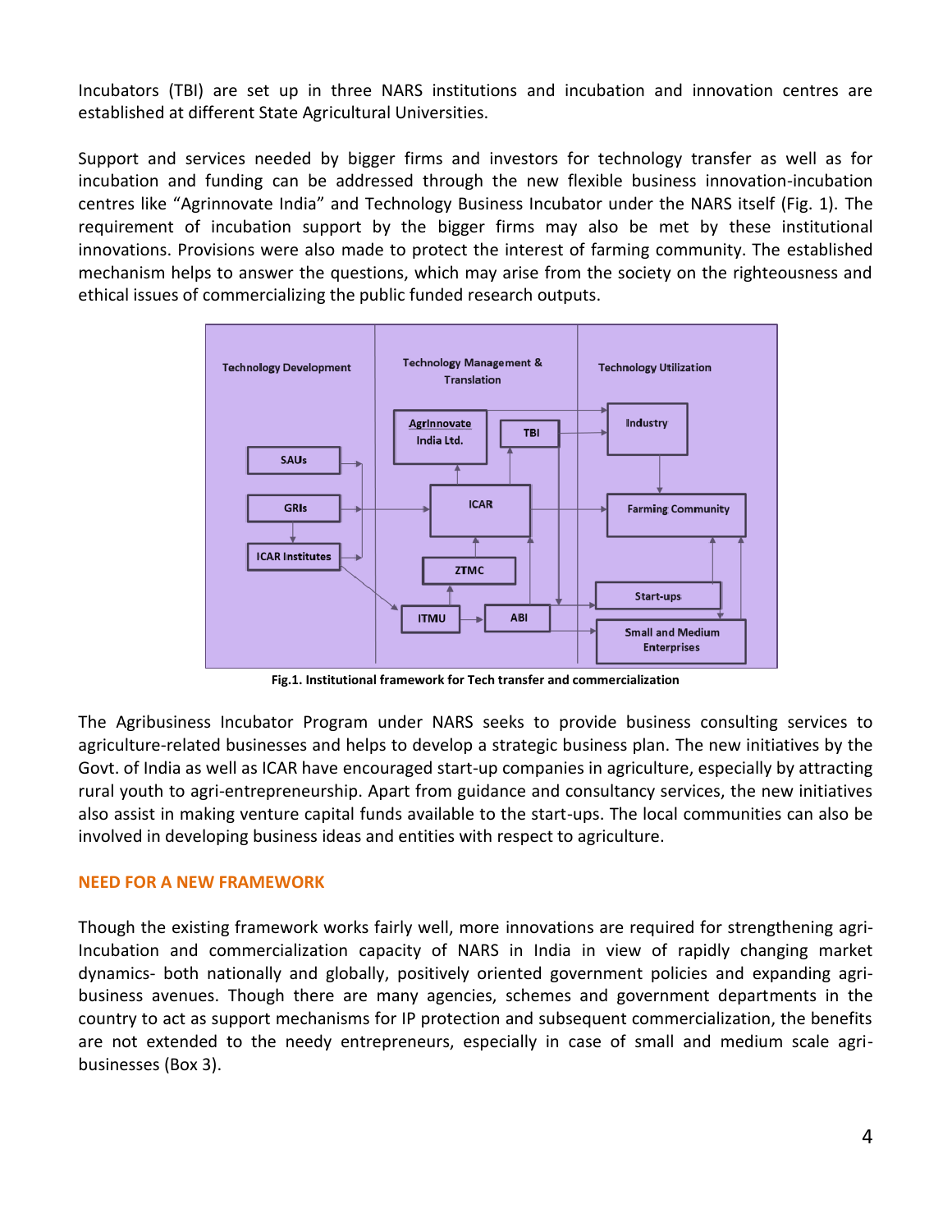Incubators (TBI) are set up in three NARS institutions and incubation and innovation centres are established at different State Agricultural Universities.

Support and services needed by bigger firms and investors for technology transfer as well as for incubation and funding can be addressed through the new flexible business innovation-incubation centres like "Agrinnovate India" and Technology Business Incubator under the NARS itself (Fig. 1). The requirement of incubation support by the bigger firms may also be met by these institutional innovations. Provisions were also made to protect the interest of farming community. The established mechanism helps to answer the questions, which may arise from the society on the righteousness and ethical issues of commercializing the public funded research outputs.

Fig.1. Institutional framework for Tech transfer and commercialization

The Agribusiness Incubator Program under NARS seeks to provide business consulting services to agriculture-related businesses and helps to develop a strategic business plan. The new initiatives by the Govt. of India as well as ICAR have encouraged start-up companies in agriculture, especially by attracting rural youth to agri-entrepreneurship. Apart from guidance and consultancy services, the new initiatives also assist in making venture capital funds available to the start-ups. The local communities can also be involved in developing business ideas and entities with respect to agriculture.

## NEED FOR A NEW FRAMEWORK

Though the existing framework works fairly well, more innovations are required for strengthening agri-Incubation and commercialization capacity of NARS in India in view of rapidly changing market dynamics- both nationally and globally, positively oriented government policies and expanding agri-business avenues. Though there are many agencies, schemes and government departments in the country to act as support mechanisms for IP protection and subsequent commercialization, the benefits are not extended to the needy entrepreneurs, especially in case of small and medium scale agri-businesses (Box 3).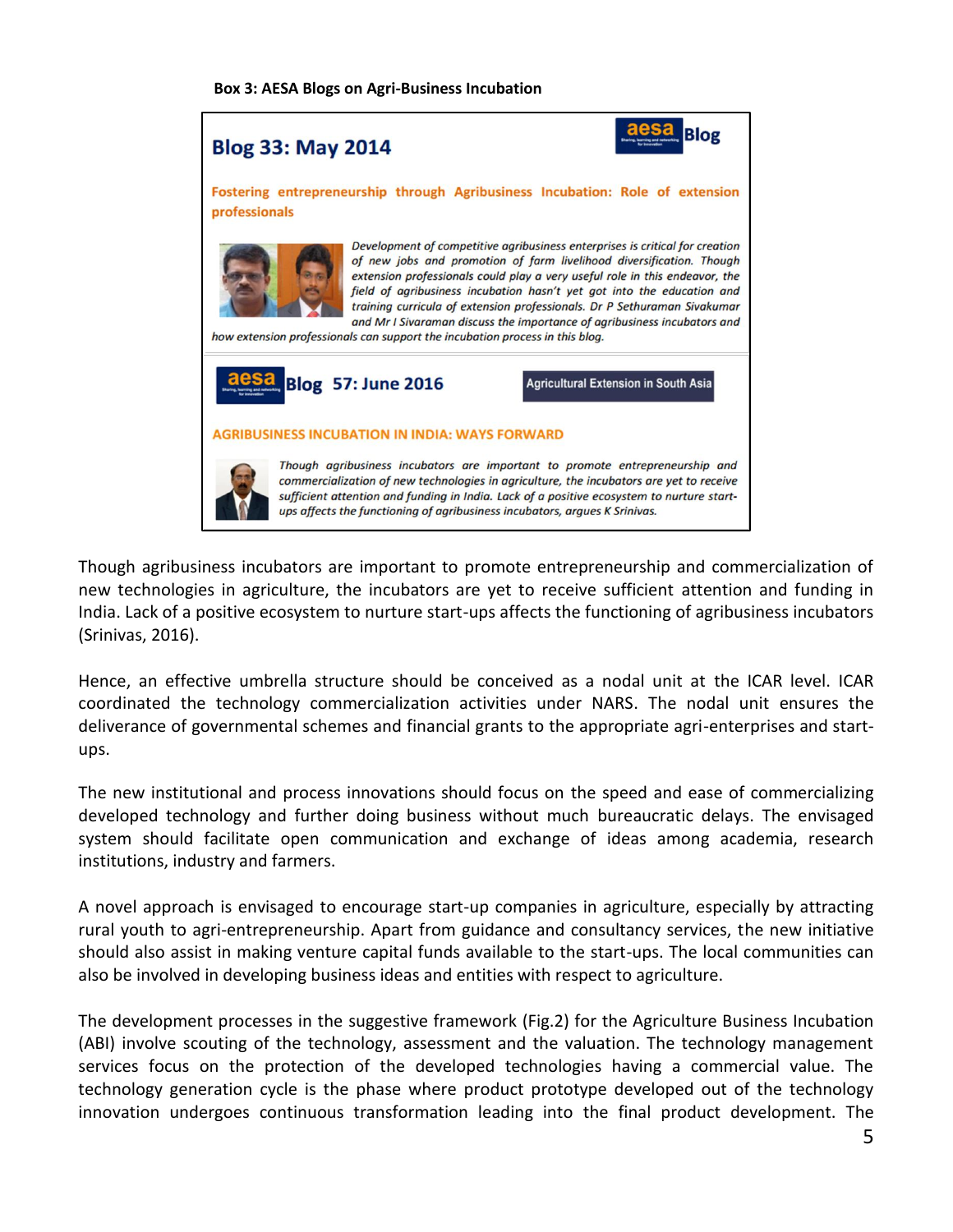**Box 3: AESA Blogs on Agri-Business Incubation**

**Blog 33: May 2014**

aesa Blog

**Fostering entrepreneurship through Agribusiness Incubation: Role of extension professionals**

*Development of competitive agribusiness enterprises is critical for creation of new jobs and promotion of farm livelihood diversification. Though extension professionals could play a very useful role in this endeavor, the field of agribusiness incubation hasn't yet got into the education and training curricula of extension professionals. Dr P Sethuraman Sivakumar and Mr I Sivaraman discuss the importance of agribusiness incubators and how extension professionals can support the incubation process in this blog.*

aesa **Blog 57: June 2016**

Agricultural Extension in South Asia

**AGRIBUSINESS INCUBATION IN INDIA: WAYS FORWARD**

*Though agribusiness incubators are important to promote entrepreneurship and commercialization of new technologies in agriculture, the incubators are yet to receive sufficient attention and funding in India. Lack of a positive ecosystem to nurture start-ups affects the functioning of agribusiness incubators, argues K Srinivas.*

Though agribusiness incubators are important to promote entrepreneurship and commercialization of new technologies in agriculture, the incubators are yet to receive sufficient attention and funding in India. Lack of a positive ecosystem to nurture start-ups affects the functioning of agribusiness incubators (Srinivas, 2016).

Hence, an effective umbrella structure should be conceived as a nodal unit at the ICAR level. ICAR coordinated the technology commercialization activities under NARS. The nodal unit ensures the deliverance of governmental schemes and financial grants to the appropriate agri-enterprises and start-ups.

The new institutional and process innovations should focus on the speed and ease of commercializing developed technology and further doing business without much bureaucratic delays. The envisaged system should facilitate open communication and exchange of ideas among academia, research institutions, industry and farmers.

A novel approach is envisaged to encourage start-up companies in agriculture, especially by attracting rural youth to agri-entrepreneurship. Apart from guidance and consultancy services, the new initiative should also assist in making venture capital funds available to the start-ups. The local communities can also be involved in developing business ideas and entities with respect to agriculture.

The development processes in the suggestive framework (Fig.2) for the Agriculture Business Incubation (ABI) involve scouting of the technology, assessment and the valuation. The technology management services focus on the protection of the developed technologies having a commercial value. The technology generation cycle is the phase where product prototype developed out of the technology innovation undergoes continuous transformation leading into the final product development. The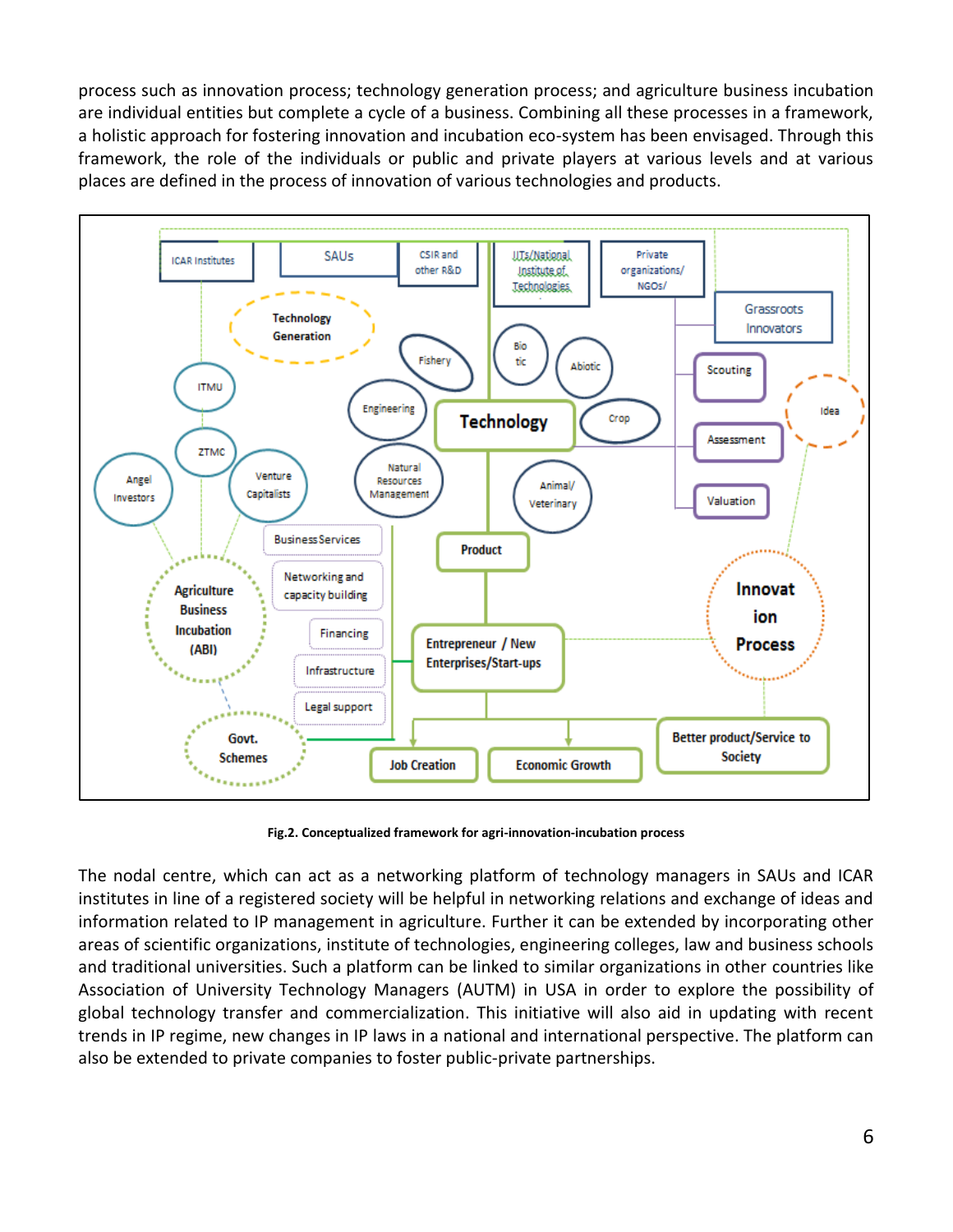process such as innovation process; technology generation process; and agriculture business incubation are individual entities but complete a cycle of a business. Combining all these processes in a framework, a holistic approach for fostering innovation and incubation eco-system has been envisaged. Through this framework, the role of the individuals or public and private players at various levels and at various places are defined in the process of innovation of various technologies and products.

**Fig.2. Conceptualized framework for agri-innovation-incubation process**

The nodal centre, which can act as a networking platform of technology managers in SAUs and ICAR institutes in line of a registered society will be helpful in networking relations and exchange of ideas and information related to IP management in agriculture. Further it can be extended by incorporating other areas of scientific organizations, institute of technologies, engineering colleges, law and business schools and traditional universities. Such a platform can be linked to similar organizations in other countries like Association of University Technology Managers (AUTM) in USA in order to explore the possibility of global technology transfer and commercialization. This initiative will also aid in updating with recent trends in IP regime, new changes in IP laws in a national and international perspective. The platform can also be extended to private companies to foster public-private partnerships.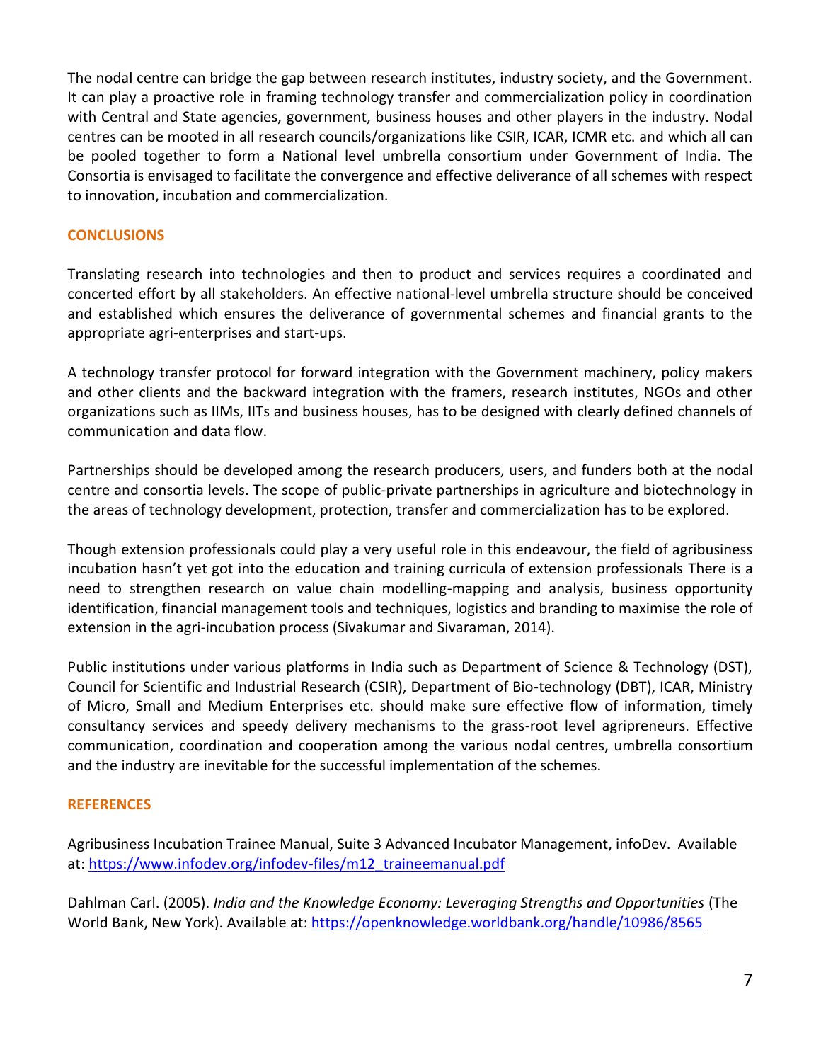The nodal centre can bridge the gap between research institutes, industry society, and the Government. It can play a proactive role in framing technology transfer and commercialization policy in coordination with Central and State agencies, government, business houses and other players in the industry. Nodal centres can be mooted in all research councils/organizations like CSIR, ICAR, ICMR etc. and which all can be pooled together to form a National level umbrella consortium under Government of India. The Consortia is envisaged to facilitate the convergence and effective deliverance of all schemes with respect to innovation, incubation and commercialization.

## CONCLUSIONS

Translating research into technologies and then to product and services requires a coordinated and concerted effort by all stakeholders. An effective national-level umbrella structure should be conceived and established which ensures the deliverance of governmental schemes and financial grants to the appropriate agri-enterprises and start-ups.

A technology transfer protocol for forward integration with the Government machinery, policy makers and other clients and the backward integration with the framers, research institutes, NGOs and other organizations such as IIMs, IITs and business houses, has to be designed with clearly defined channels of communication and data flow.

Partnerships should be developed among the research producers, users, and funders both at the nodal centre and consortia levels. The scope of public-private partnerships in agriculture and biotechnology in the areas of technology development, protection, transfer and commercialization has to be explored.

Though extension professionals could play a very useful role in this endeavour, the field of agribusiness incubation hasn't yet got into the education and training curricula of extension professionals There is a need to strengthen research on value chain modelling-mapping and analysis, business opportunity identification, financial management tools and techniques, logistics and branding to maximise the role of extension in the agri-incubation process (Sivakumar and Sivaraman, 2014).

Public institutions under various platforms in India such as Department of Science & Technology (DST), Council for Scientific and Industrial Research (CSIR), Department of Bio-technology (DBT), ICAR, Ministry of Micro, Small and Medium Enterprises etc. should make sure effective flow of information, timely consultancy services and speedy delivery mechanisms to the grass-root level agripreneurs. Effective communication, coordination and cooperation among the various nodal centres, umbrella consortium and the industry are inevitable for the successful implementation of the schemes.

## REFERENCES

Agribusiness Incubation Trainee Manual, Suite 3 Advanced Incubator Management, infoDev. Available at: https://www.infodev.org/infodev-files/m12_traineemanual.pdf

Dahlman Carl. (2005). *India and the Knowledge Economy: Leveraging Strengths and Opportunities* (The World Bank, New York). Available at: https://openknowledge.worldbank.org/handle/10986/8565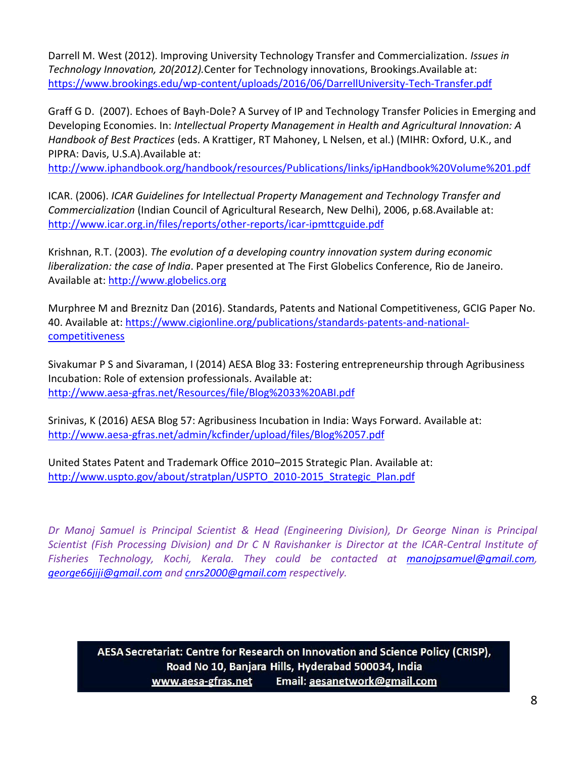Darrell M. West (2012). Improving University Technology Transfer and Commercialization. *Issues in Technology Innovation, 20(2012).*Center for Technology innovations, Brookings.Available at: https://www.brookings.edu/wp-content/uploads/2016/06/DarrellUniversity-Tech-Transfer.pdf

Graff G D. (2007). Echoes of Bayh-Dole? A Survey of IP and Technology Transfer Policies in Emerging and Developing Economies. In: *Intellectual Property Management in Health and Agricultural Innovation: A Handbook of Best Practices* (eds. A Krattiger, RT Mahoney, L Nelsen, et al.) (MIHR: Oxford, U.K., and PIPRA: Davis, U.S.A).Available at: http://www.iphandbook.org/handbook/resources/Publications/links/ipHandbook%20Volume%201.pdf

ICAR. (2006). *ICAR Guidelines for Intellectual Property Management and Technology Transfer and Commercialization* (Indian Council of Agricultural Research, New Delhi), 2006, p.68.Available at: http://www.icar.org.in/files/reports/other-reports/icar-ipmttcguide.pdf

Krishnan, R.T. (2003). *The evolution of a developing country innovation system during economic liberalization: the case of India*. Paper presented at The First Globelics Conference, Rio de Janeiro. Available at: http://www.globelics.org

Murphree M and Breznitz Dan (2016). Standards, Patents and National Competitiveness, GCIG Paper No. 40. Available at: https://www.cigionline.org/publications/standards-patents-and-national-competitiveness

Sivakumar P S and Sivaraman, I (2014) AESA Blog 33: Fostering entrepreneurship through Agribusiness Incubation: Role of extension professionals. Available at: http://www.aesa-gfras.net/Resources/file/Blog%2033%20ABI.pdf

Srinivas, K (2016) AESA Blog 57: Agribusiness Incubation in India: Ways Forward. Available at: http://www.aesa-gfras.net/admin/kcfinder/upload/files/Blog%2057.pdf

United States Patent and Trademark Office 2010–2015 Strategic Plan. Available at: http://www.uspto.gov/about/stratplan/USPTO_2010-2015_Strategic_Plan.pdf

*Dr Manoj Samuel is Principal Scientist & Head (Engineering Division), Dr George Ninan is Principal Scientist (Fish Processing Division) and Dr C N Ravishanker is Director at the ICAR-Central Institute of Fisheries Technology, Kochi, Kerala. They could be contacted at manojpsamuel@gmail.com, george66jiji@gmail.com and cnrs2000@gmail.com respectively.*

**AESA Secretariat: Centre for Research on Innovation and Science Policy (CRISP), Road No 10, Banjara Hills, Hyderabad 500034, India**
**www.aesa-gfras.net Email: aesanetwork@gmail.com**